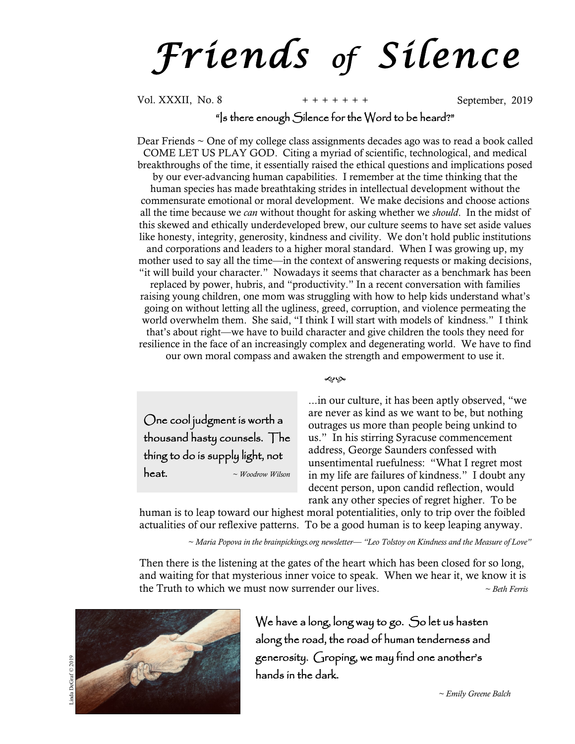# *Friends of Silence*

Vol. XXXII, No. 8 + + + + + + + September, 2019

"Is there enough Silence for the Word to be heard?"

Dear Friends ~ One of my college class assignments decades ago was to read a book called COME LET US PLAY GOD. Citing a myriad of scientific, technological, and medical breakthroughs of the time, it essentially raised the ethical questions and implications posed by our ever-advancing human capabilities. I remember at the time thinking that the human species has made breathtaking strides in intellectual development without the commensurate emotional or moral development. We make decisions and choose actions all the time because we *can* without thought for asking whether we *should*. In the midst of this skewed and ethically underdeveloped brew, our culture seems to have set aside values like honesty, integrity, generosity, kindness and civility. We don't hold public institutions and corporations and leaders to a higher moral standard. When I was growing up, my mother used to say all the time—in the context of answering requests or making decisions, "it will build your character." Nowadays it seems that character as a benchmark has been replaced by power, hubris, and "productivity." In a recent conversation with families raising young children, one mom was struggling with how to help kids understand what's going on without letting all the ugliness, greed, corruption, and violence permeating the world overwhelm them. She said, "I think I will start with models of kindness." I think that's about right—we have to build character and give children the tools they need for resilience in the face of an increasingly complex and degenerating world. We have to find our own moral compass and awaken the strength and empowerment to use it.

> One cool judgment is worth a thousand hasty counsels. The thing to do is supply light, not heat. *~ Woodrow Wilson*

...in our culture, it has been aptly observed, "we are never as kind as we want to be, but nothing outrages us more than people being unkind to us." In his stirring Syracuse commencement address, George Saunders confessed with unsentimental ruefulness: "What I regret most in my life are failures of kindness." I doubt any decent person, upon candid reflection, would rank any other species of regret higher. To be human is to leap toward our highest moral potentialities, only to trip over the foibled actualities of our reflexive patterns. To be a good human is to keep leaping anyway.

*~ Maria Popova in the brainpickings.org newsletter— "Leo Tolstoy on Kindness and the Measure of Love"*

Then there is the listening at the gates of the heart which has been closed for so long, and waiting for that mysterious inner voice to speak. When we hear it, we know it is the Truth to which we must now surrender our lives. *~ Beth Ferris*

Linda DeGraf © 2019

We have a long, long way to go. So let us hasten along the road, the road of human tenderness and generosity. Groping, we may find one another's hands in the dark.

*~ Emily Greene Balch*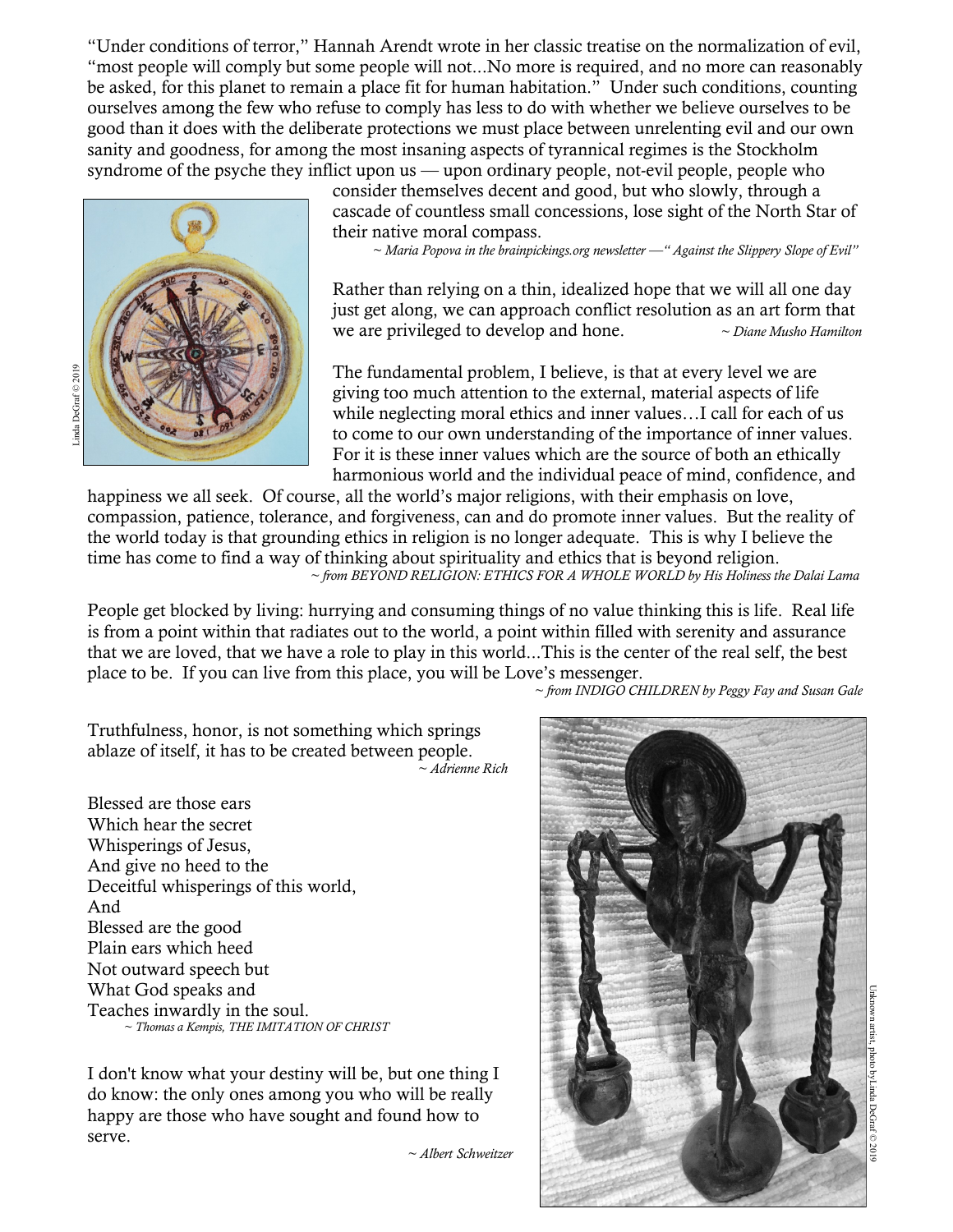"Under conditions of terror," Hannah Arendt wrote in her classic treatise on the normalization of evil, "most people will comply but some people will not...No more is required, and no more can reasonably be asked, for this planet to remain a place fit for human habitation." Under such conditions, counting ourselves among the few who refuse to comply has less to do with whether we believe ourselves to be good than it does with the deliberate protections we must place between unrelenting evil and our own sanity and goodness, for among the most insaning aspects of tyrannical regimes is the Stockholm syndrome of the psyche they inflict upon us — upon ordinary people, not-evil people, people who consider themselves decent and good, but who slowly, through a cascade of countless small concessions, lose sight of the North Star of their native moral compass.

*~ Maria Popova in the brainpickings.org newsletter —" Against the Slippery Slope of Evil"*

Linda DeGraf © 2019

Rather than relying on a thin, idealized hope that we will all one day just get along, we can approach conflict resolution as an art form that we are privileged to develop and hone. *~ Diane Musho Hamilton*

The fundamental problem, I believe, is that at every level we are giving too much attention to the external, material aspects of life while neglecting moral ethics and inner values…I call for each of us to come to our own understanding of the importance of inner values. For it is these inner values which are the source of both an ethically harmonious world and the individual peace of mind, confidence, and happiness we all seek. Of course, all the world's major religions, with their emphasis on love, compassion, patience, tolerance, and forgiveness, can and do promote inner values. But the reality of the world today is that grounding ethics in religion is no longer adequate. This is why I believe the time has come to find a way of thinking about spirituality and ethics that is beyond religion.

*~ from BEYOND RELIGION: ETHICS FOR A WHOLE WORLD by His Holiness the Dalai Lama*

People get blocked by living: hurrying and consuming things of no value thinking this is life. Real life is from a point within that radiates out to the world, a point within filled with serenity and assurance that we are loved, that we have a role to play in this world...This is the center of the real self, the best place to be. If you can live from this place, you will be Love's messenger.

*~ from INDIGO CHILDREN by Peggy Fay and Susan Gale*

Truthfulness, honor, is not something which springs ablaze of itself, it has to be created between people.

*~ Adrienne Rich*

Blessed are those ears
Which hear the secret
Whisperings of Jesus,
And give no heed to the
Deceitful whisperings of this world,
And
Blessed are the good
Plain ears which heed
Not outward speech but
What God speaks and
Teaches inwardly in the soul.

*~ Thomas a Kempis, THE IMITATION OF CHRIST*

I don't know what your destiny will be, but one thing I do know: the only ones among you who will be really happy are those who have sought and found how to serve.

*~ Albert Schweitzer*

Unknown artist, photo by Linda DeGraf © 2019